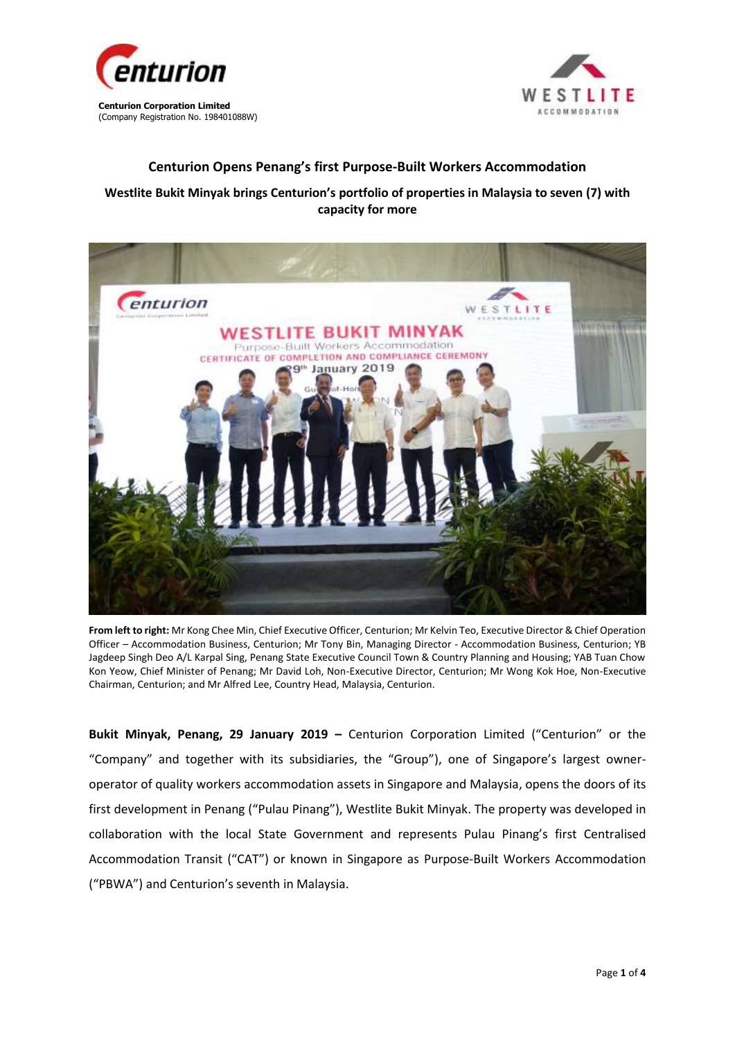**Centurion Corporation Limited**
(Company Registration No. 198401088W)

## Centurion Opens Penang's first Purpose-Built Workers Accommodation

### Westlite Bukit Minyak brings Centurion's portfolio of properties in Malaysia to seven (7) with capacity for more

**From left to right:** Mr Kong Chee Min, Chief Executive Officer, Centurion; Mr Kelvin Teo, Executive Director & Chief Operation Officer – Accommodation Business, Centurion; Mr Tony Bin, Managing Director - Accommodation Business, Centurion; YB Jagdeep Singh Deo A/L Karpal Sing, Penang State Executive Council Town & Country Planning and Housing; YAB Tuan Chow Kon Yeow, Chief Minister of Penang; Mr David Loh, Non-Executive Director, Centurion; Mr Wong Kok Hoe, Non-Executive Chairman, Centurion; and Mr Alfred Lee, Country Head, Malaysia, Centurion.

**Bukit Minyak, Penang, 29 January 2019 –** Centurion Corporation Limited ("Centurion" or the "Company" and together with its subsidiaries, the "Group"), one of Singapore's largest owner-operator of quality workers accommodation assets in Singapore and Malaysia, opens the doors of its first development in Penang ("Pulau Pinang"), Westlite Bukit Minyak. The property was developed in collaboration with the local State Government and represents Pulau Pinang's first Centralised Accommodation Transit ("CAT") or known in Singapore as Purpose-Built Workers Accommodation ("PBWA") and Centurion's seventh in Malaysia.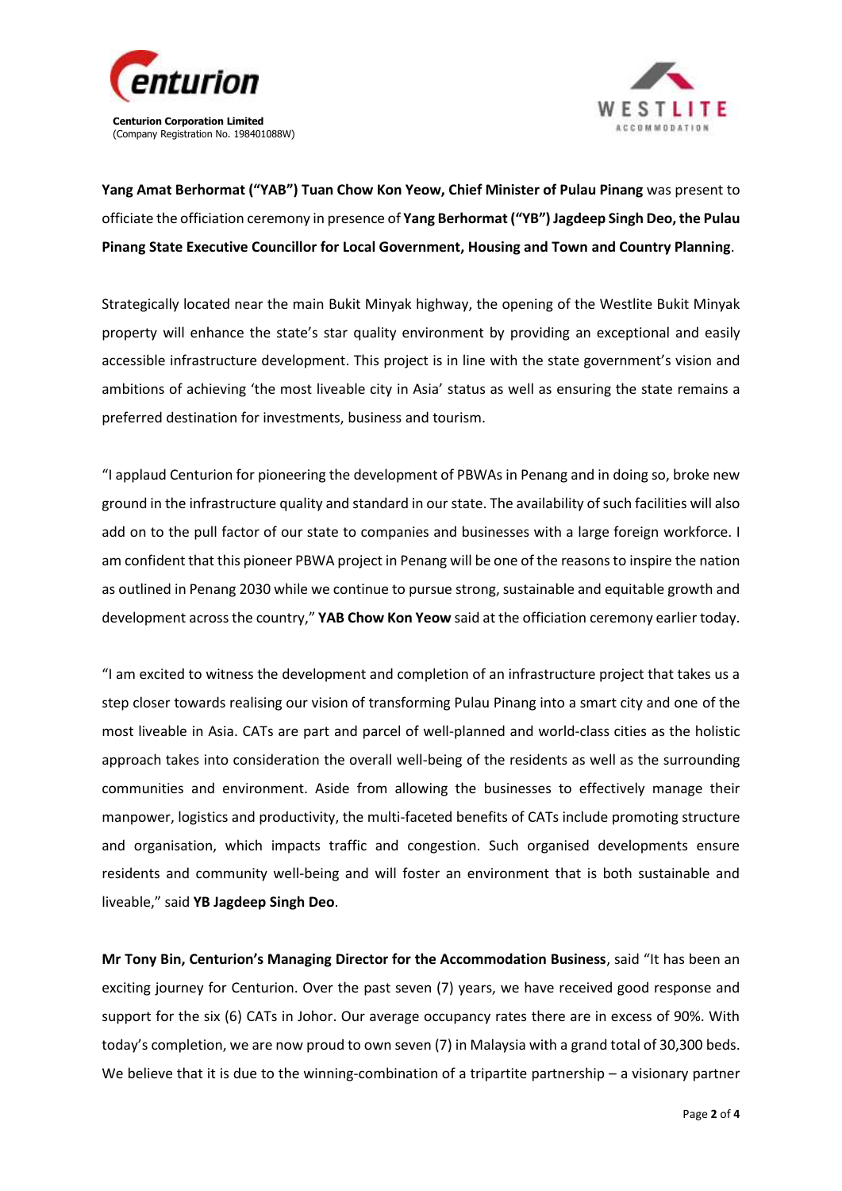**Yang Amat Berhormat ("YAB") Tuan Chow Kon Yeow, Chief Minister of Pulau Pinang** was present to officiate the officiation ceremony in presence of **Yang Berhormat ("YB") Jagdeep Singh Deo, the Pulau Pinang State Executive Councillor for Local Government, Housing and Town and Country Planning**.

Strategically located near the main Bukit Minyak highway, the opening of the Westlite Bukit Minyak property will enhance the state's star quality environment by providing an exceptional and easily accessible infrastructure development. This project is in line with the state government's vision and ambitions of achieving 'the most liveable city in Asia' status as well as ensuring the state remains a preferred destination for investments, business and tourism.

"I applaud Centurion for pioneering the development of PBWAs in Penang and in doing so, broke new ground in the infrastructure quality and standard in our state. The availability of such facilities will also add on to the pull factor of our state to companies and businesses with a large foreign workforce. I am confident that this pioneer PBWA project in Penang will be one of the reasons to inspire the nation as outlined in Penang 2030 while we continue to pursue strong, sustainable and equitable growth and development across the country," **YAB Chow Kon Yeow** said at the officiation ceremony earlier today.

"I am excited to witness the development and completion of an infrastructure project that takes us a step closer towards realising our vision of transforming Pulau Pinang into a smart city and one of the most liveable in Asia. CATs are part and parcel of well-planned and world-class cities as the holistic approach takes into consideration the overall well-being of the residents as well as the surrounding communities and environment. Aside from allowing the businesses to effectively manage their manpower, logistics and productivity, the multi-faceted benefits of CATs include promoting structure and organisation, which impacts traffic and congestion. Such organised developments ensure residents and community well-being and will foster an environment that is both sustainable and liveable," said **YB Jagdeep Singh Deo**.

**Mr Tony Bin, Centurion's Managing Director for the Accommodation Business**, said "It has been an exciting journey for Centurion. Over the past seven (7) years, we have received good response and support for the six (6) CATs in Johor. Our average occupancy rates there are in excess of 90%. With today's completion, we are now proud to own seven (7) in Malaysia with a grand total of 30,300 beds. We believe that it is due to the winning-combination of a tripartite partnership – a visionary partner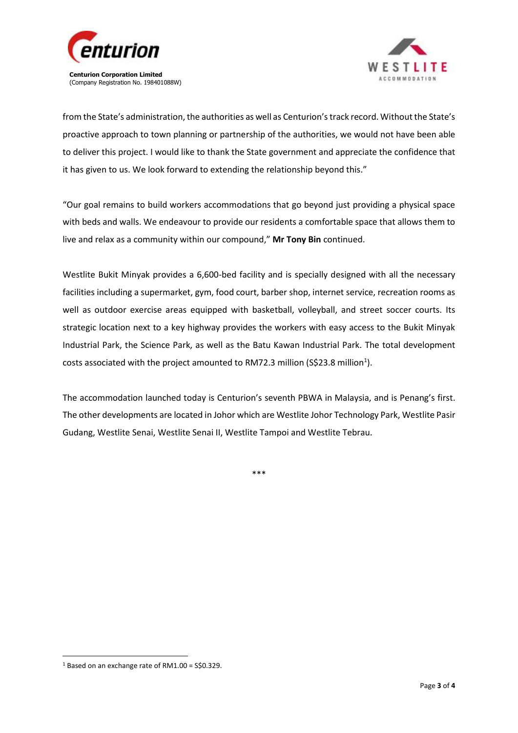from the State's administration, the authorities as well as Centurion's track record. Without the State's proactive approach to town planning or partnership of the authorities, we would not have been able to deliver this project. I would like to thank the State government and appreciate the confidence that it has given to us. We look forward to extending the relationship beyond this."

"Our goal remains to build workers accommodations that go beyond just providing a physical space with beds and walls. We endeavour to provide our residents a comfortable space that allows them to live and relax as a community within our compound," **Mr Tony Bin** continued.

Westlite Bukit Minyak provides a 6,600-bed facility and is specially designed with all the necessary facilities including a supermarket, gym, food court, barber shop, internet service, recreation rooms as well as outdoor exercise areas equipped with basketball, volleyball, and street soccer courts. Its strategic location next to a key highway provides the workers with easy access to the Bukit Minyak Industrial Park, the Science Park, as well as the Batu Kawan Industrial Park. The total development costs associated with the project amounted to RM72.3 million (S$23.8 million[1]).

The accommodation launched today is Centurion's seventh PBWA in Malaysia, and is Penang's first. The other developments are located in Johor which are Westlite Johor Technology Park, Westlite Pasir Gudang, Westlite Senai, Westlite Senai II, Westlite Tampoi and Westlite Tebrau.

***

[1] Based on an exchange rate of RM1.00 = S$0.329.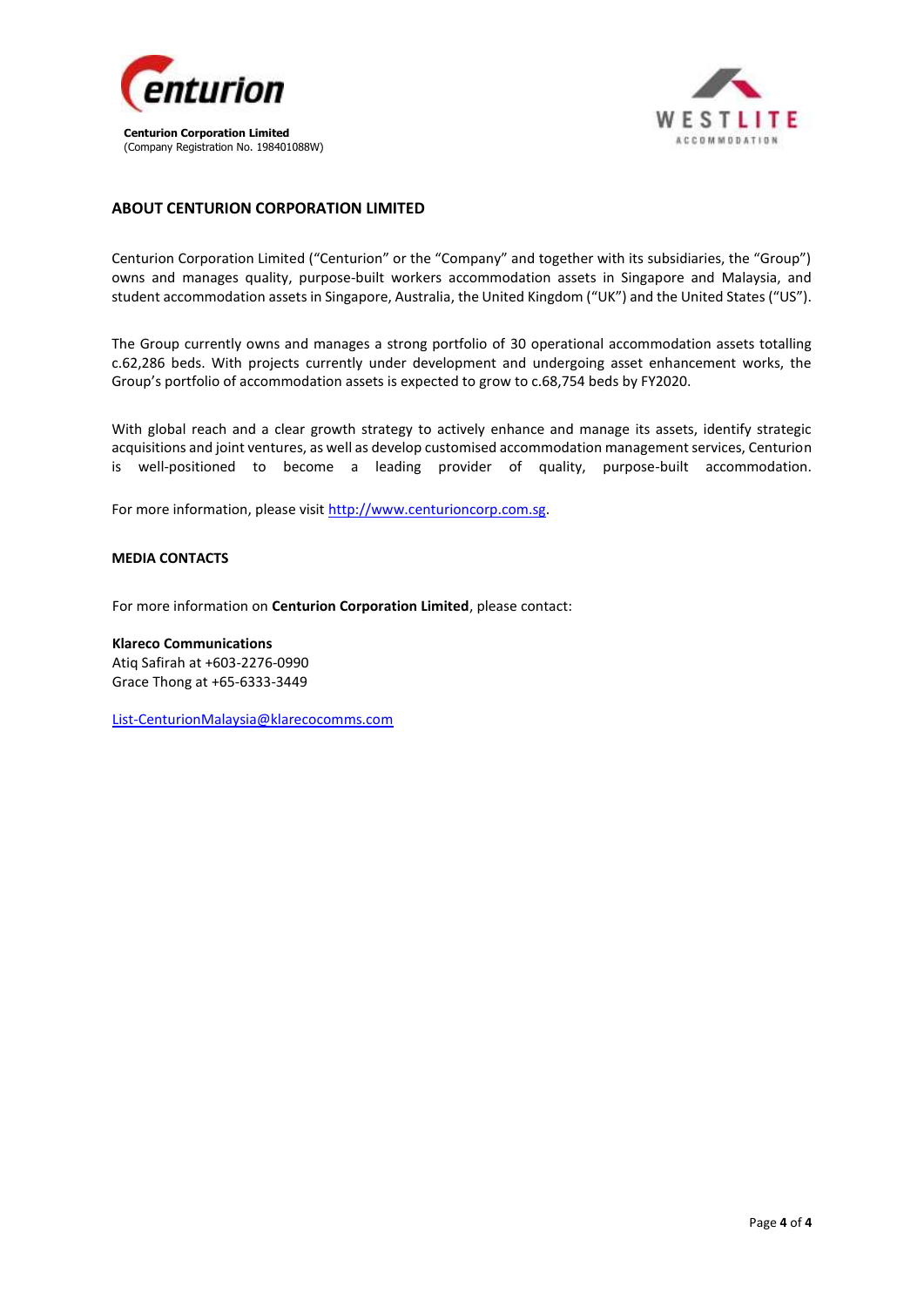**Centurion Corporation Limited**
(Company Registration No. 198401088W)

## ABOUT CENTURION CORPORATION LIMITED

Centurion Corporation Limited ("Centurion" or the "Company" and together with its subsidiaries, the "Group") owns and manages quality, purpose-built workers accommodation assets in Singapore and Malaysia, and student accommodation assets in Singapore, Australia, the United Kingdom ("UK") and the United States ("US").

The Group currently owns and manages a strong portfolio of 30 operational accommodation assets totalling c.62,286 beds. With projects currently under development and undergoing asset enhancement works, the Group's portfolio of accommodation assets is expected to grow to c.68,754 beds by FY2020.

With global reach and a clear growth strategy to actively enhance and manage its assets, identify strategic acquisitions and joint ventures, as well as develop customised accommodation management services, Centurion is well-positioned to become a leading provider of quality, purpose-built accommodation.

For more information, please visit http://www.centurioncorp.com.sg.

**MEDIA CONTACTS**

For more information on **Centurion Corporation Limited**, please contact:

**Klareco Communications**
Atiq Safirah at +603-2276-0990
Grace Thong at +65-6333-3449

List-CenturionMalaysia@klarecocomms.com